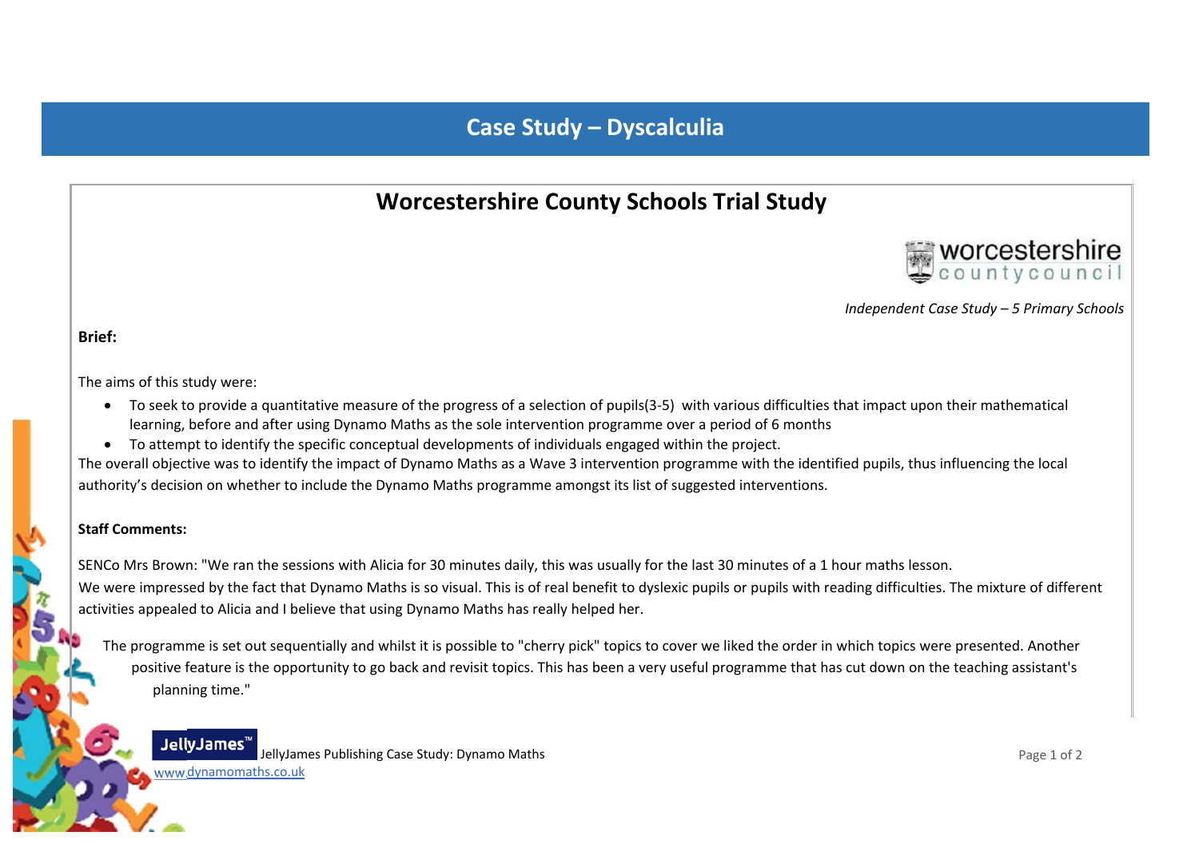# Case Study – Dyscalculia

## Worcestershire County Schools Trial Study

worcestershire countycouncil

*Independent Case Study – 5 Primary Schools*

**Brief:**

The aims of this study were:

- To seek to provide a quantitative measure of the progress of a selection of pupils(3-5) with various difficulties that impact upon their mathematical learning, before and after using Dynamo Maths as the sole intervention programme over a period of 6 months
- To attempt to identify the specific conceptual developments of individuals engaged within the project.

The overall objective was to identify the impact of Dynamo Maths as a Wave 3 intervention programme with the identified pupils, thus influencing the local authority's decision on whether to include the Dynamo Maths programme amongst its list of suggested interventions.

**Staff Comments:**

SENCo Mrs Brown: "We ran the sessions with Alicia for 30 minutes daily, this was usually for the last 30 minutes of a 1 hour maths lesson.
We were impressed by the fact that Dynamo Maths is so visual. This is of real benefit to dyslexic pupils or pupils with reading difficulties. The mixture of different activities appealed to Alicia and I believe that using Dynamo Maths has really helped her.

The programme is set out sequentially and whilst it is possible to "cherry pick" topics to cover we liked the order in which topics were presented. Another positive feature is the opportunity to go back and revisit topics. This has been a very useful programme that has cut down on the teaching assistant's planning time."

JellyJames™ JellyJames Publishing Case Study: Dynamo Maths
www.dynamomaths.co.uk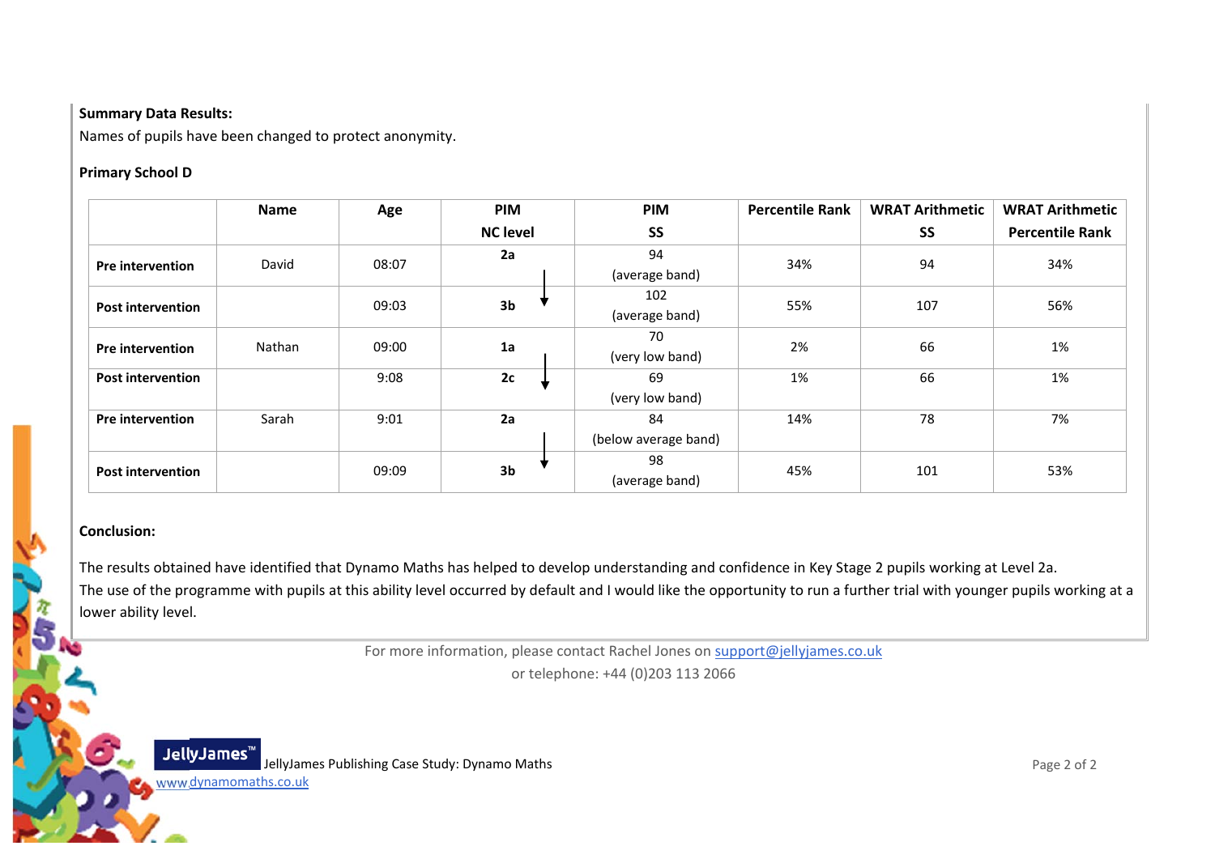**Summary Data Results:**

Names of pupils have been changed to protect anonymity.

**Primary School D**

| | Name | Age | PIM NC level | PIM SS | Percentile Rank | WRAT Arithmetic SS | WRAT Arithmetic Percentile Rank |
|---|---|---|---|---|---|---|---|
| **Pre intervention** | David | 08:07 | **2a** | 94 (average band) | 34% | 94 | 34% |
| **Post intervention** | | 09:03 | **3b** | 102 (average band) | 55% | 107 | 56% |
| **Pre intervention** | Nathan | 09:00 | **1a** | 70 (very low band) | 2% | 66 | 1% |
| **Post intervention** | | 9:08 | **2c** | 69 (very low band) | 1% | 66 | 1% |
| **Pre intervention** | Sarah | 9:01 | **2a** | 84 (below average band) | 14% | 78 | 7% |
| **Post intervention** | | 09:09 | **3b** | 98 (average band) | 45% | 101 | 53% |

**Conclusion:**

The results obtained have identified that Dynamo Maths has helped to develop understanding and confidence in Key Stage 2 pupils working at Level 2a.
The use of the programme with pupils at this ability level occurred by default and I would like the opportunity to run a further trial with younger pupils working at a lower ability level.

For more information, please contact Rachel Jones on support@jellyjames.co.uk
or telephone: +44 (0)203 113 2066